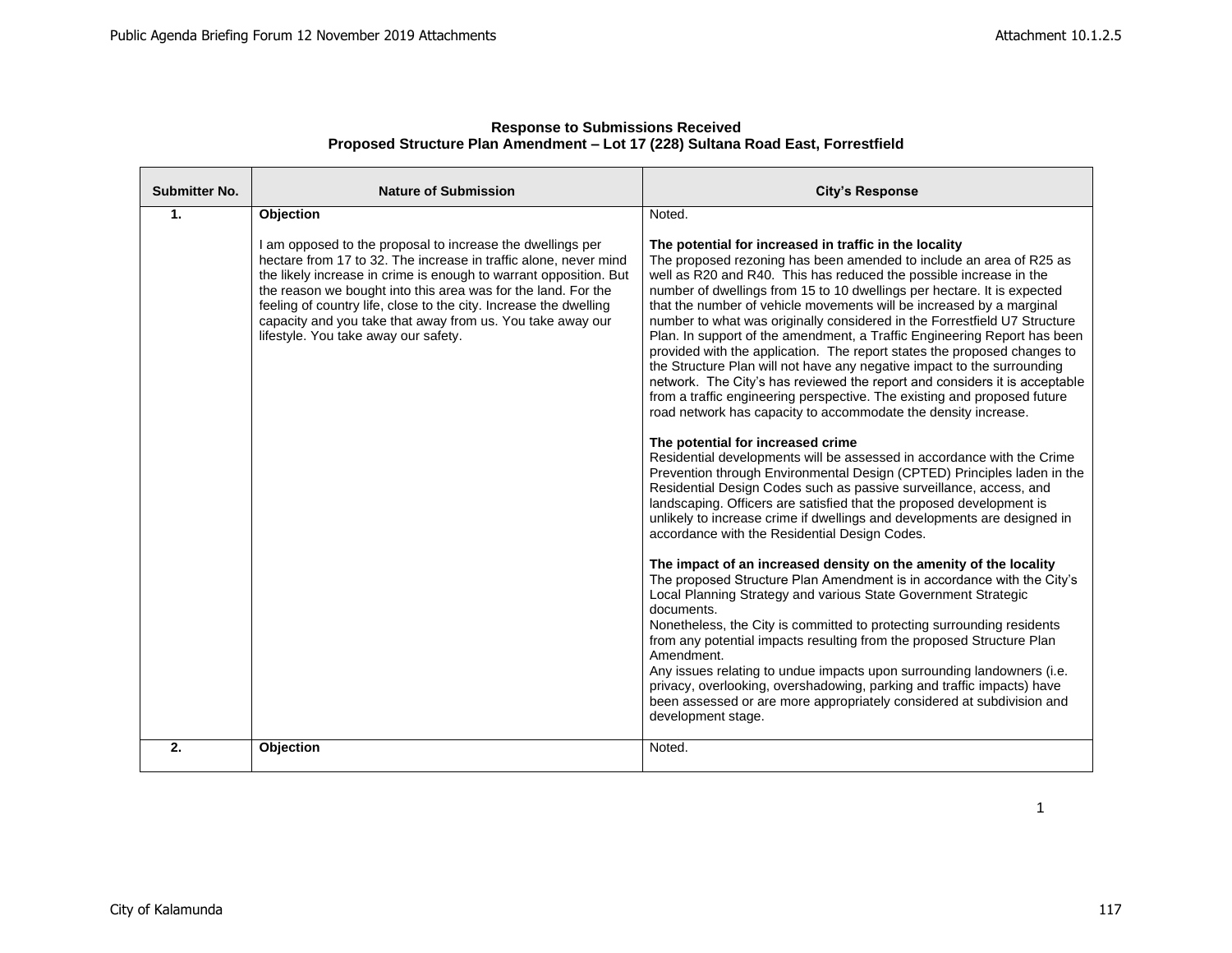**Response to Submissions Received**
**Proposed Structure Plan Amendment – Lot 17 (228) Sultana Road East, Forrestfield**

| Submitter No. | Nature of Submission | City's Response |
|---|---|---|
| **1.** | **Objection**<br><br>I am opposed to the proposal to increase the dwellings per hectare from 17 to 32. The increase in traffic alone, never mind the likely increase in crime is enough to warrant opposition. But the reason we bought into this area was for the land. For the feeling of country life, close to the city. Increase the dwelling capacity and you take that away from us. You take away our lifestyle. You take away our safety. | Noted.<br><br>**The potential for increased in traffic in the locality**<br>The proposed rezoning has been amended to include an area of R25 as well as R20 and R40. This has reduced the possible increase in the number of dwellings from 15 to 10 dwellings per hectare. It is expected that the number of vehicle movements will be increased by a marginal number to what was originally considered in the Forrestfield U7 Structure Plan. In support of the amendment, a Traffic Engineering Report has been provided with the application. The report states the proposed changes to the Structure Plan will not have any negative impact to the surrounding network. The City's has reviewed the report and considers it is acceptable from a traffic engineering perspective. The existing and proposed future road network has capacity to accommodate the density increase.<br><br>**The potential for increased crime**<br>Residential developments will be assessed in accordance with the Crime Prevention through Environmental Design (CPTED) Principles laden in the Residential Design Codes such as passive surveillance, access, and landscaping. Officers are satisfied that the proposed development is unlikely to increase crime if dwellings and developments are designed in accordance with the Residential Design Codes.<br><br>**The impact of an increased density on the amenity of the locality**<br>The proposed Structure Plan Amendment is in accordance with the City's Local Planning Strategy and various State Government Strategic documents.<br>Nonetheless, the City is committed to protecting surrounding residents from any potential impacts resulting from the proposed Structure Plan Amendment.<br>Any issues relating to undue impacts upon surrounding landowners (i.e. privacy, overlooking, overshadowing, parking and traffic impacts) have been assessed or are more appropriately considered at subdivision and development stage. |
| **2.** | **Objection** | Noted. |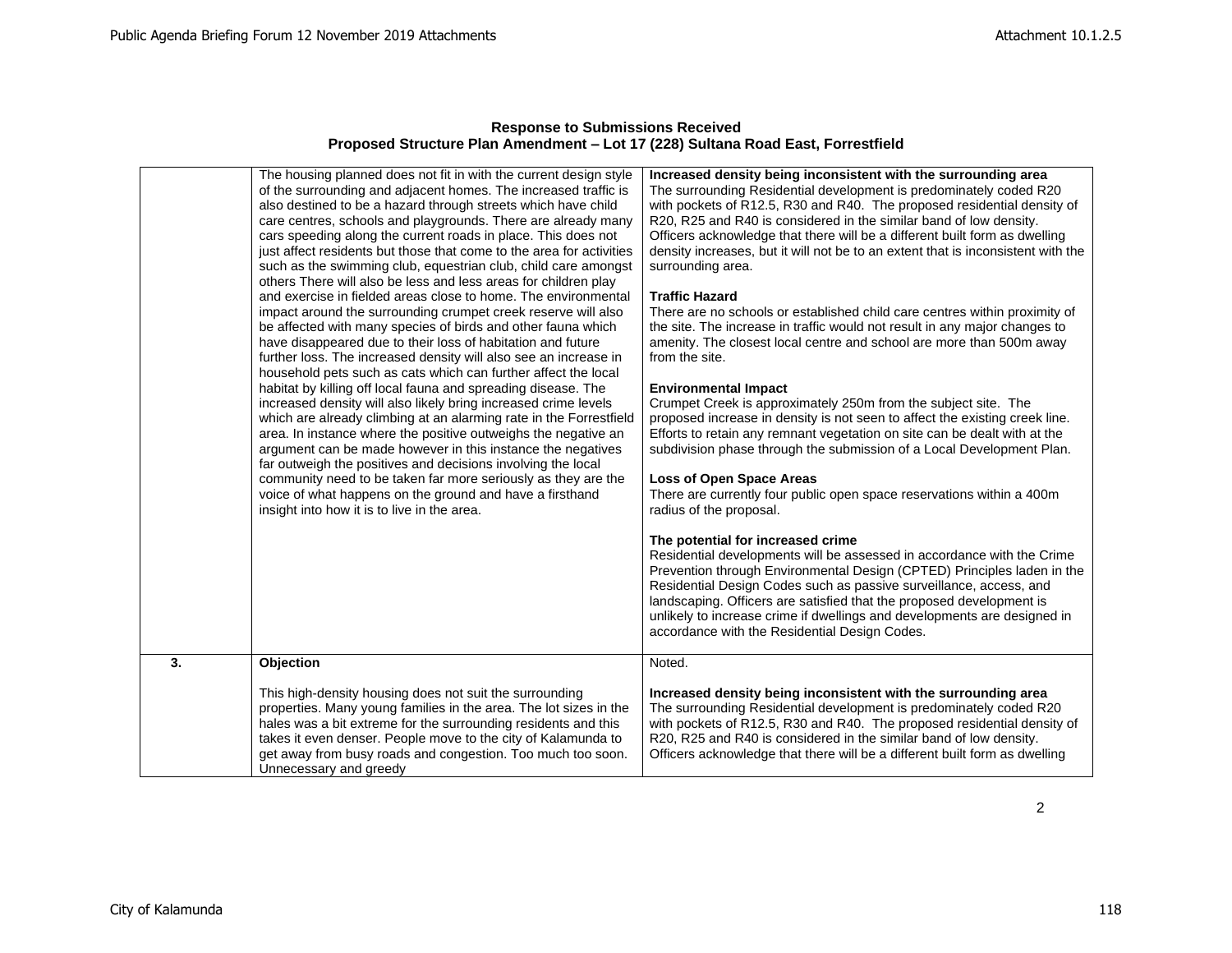**Response to Submissions Received**
**Proposed Structure Plan Amendment – Lot 17 (228) Sultana Road East, Forrestfield**

| | | |
|---|---|---|
| | The housing planned does not fit in with the current design style of the surrounding and adjacent homes. The increased traffic is also destined to be a hazard through streets which have child care centres, schools and playgrounds. There are already many cars speeding along the current roads in place. This does not just affect residents but those that come to the area for activities such as the swimming club, equestrian club, child care amongst others There will also be less and less areas for children play and exercise in fielded areas close to home. The environmental impact around the surrounding crumpet creek reserve will also be affected with many species of birds and other fauna which have disappeared due to their loss of habitation and future further loss. The increased density will also see an increase in household pets such as cats which can further affect the local habitat by killing off local fauna and spreading disease. The increased density will also likely bring increased crime levels which are already climbing at an alarming rate in the Forrestfield area. In instance where the positive outweighs the negative an argument can be made however in this instance the negatives far outweigh the positives and decisions involving the local community need to be taken far more seriously as they are the voice of what happens on the ground and have a firsthand insight into how it is to live in the area. | **Increased density being inconsistent with the surrounding area**<br>The surrounding Residential development is predominately coded R20 with pockets of R12.5, R30 and R40. The proposed residential density of R20, R25 and R40 is considered in the similar band of low density. Officers acknowledge that there will be a different built form as dwelling density increases, but it will not be to an extent that is inconsistent with the surrounding area.<br><br>**Traffic Hazard**<br>There are no schools or established child care centres within proximity of the site. The increase in traffic would not result in any major changes to amenity. The closest local centre and school are more than 500m away from the site.<br><br>**Environmental Impact**<br>Crumpet Creek is approximately 250m from the subject site. The proposed increase in density is not seen to affect the existing creek line. Efforts to retain any remnant vegetation on site can be dealt with at the subdivision phase through the submission of a Local Development Plan.<br><br>**Loss of Open Space Areas**<br>There are currently four public open space reservations within a 400m radius of the proposal.<br><br>**The potential for increased crime**<br>Residential developments will be assessed in accordance with the Crime Prevention through Environmental Design (CPTED) Principles laden in the Residential Design Codes such as passive surveillance, access, and landscaping. Officers are satisfied that the proposed development is unlikely to increase crime if dwellings and developments are designed in accordance with the Residential Design Codes. |
| **3.** | **Objection**<br><br>This high-density housing does not suit the surrounding properties. Many young families in the area. The lot sizes in the hales was a bit extreme for the surrounding residents and this takes it even denser. People move to the city of Kalamunda to get away from busy roads and congestion. Too much too soon. Unnecessary and greedy | Noted.<br><br>**Increased density being inconsistent with the surrounding area**<br>The surrounding Residential development is predominately coded R20 with pockets of R12.5, R30 and R40. The proposed residential density of R20, R25 and R40 is considered in the similar band of low density. Officers acknowledge that there will be a different built form as dwelling |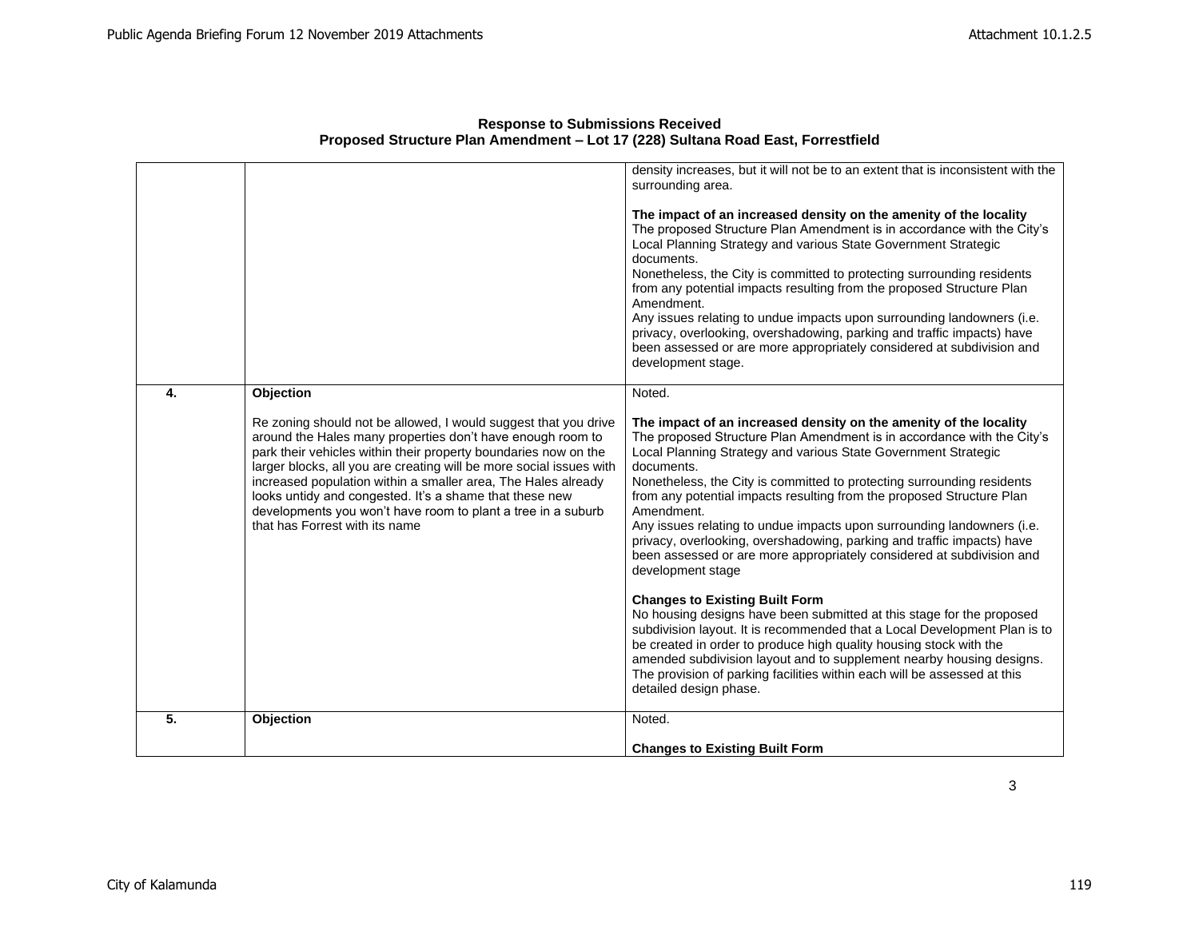**Response to Submissions Received**
**Proposed Structure Plan Amendment – Lot 17 (228) Sultana Road East, Forrestfield**

| | | |
|---|---|---|
| | | density increases, but it will not be to an extent that is inconsistent with the surrounding area.<br><br>**The impact of an increased density on the amenity of the locality**<br>The proposed Structure Plan Amendment is in accordance with the City's Local Planning Strategy and various State Government Strategic documents.<br>Nonetheless, the City is committed to protecting surrounding residents from any potential impacts resulting from the proposed Structure Plan Amendment.<br>Any issues relating to undue impacts upon surrounding landowners (i.e. privacy, overlooking, overshadowing, parking and traffic impacts) have been assessed or are more appropriately considered at subdivision and development stage. |
| **4.** | **Objection**<br><br>Re zoning should not be allowed, I would suggest that you drive around the Hales many properties don't have enough room to park their vehicles within their property boundaries now on the larger blocks, all you are creating will be more social issues with increased population within a smaller area, The Hales already looks untidy and congested. It's a shame that these new developments you won't have room to plant a tree in a suburb that has Forrest with its name | Noted.<br><br>**The impact of an increased density on the amenity of the locality**<br>The proposed Structure Plan Amendment is in accordance with the City's Local Planning Strategy and various State Government Strategic documents.<br>Nonetheless, the City is committed to protecting surrounding residents from any potential impacts resulting from the proposed Structure Plan Amendment.<br>Any issues relating to undue impacts upon surrounding landowners (i.e. privacy, overlooking, overshadowing, parking and traffic impacts) have been assessed or are more appropriately considered at subdivision and development stage<br><br>**Changes to Existing Built Form**<br>No housing designs have been submitted at this stage for the proposed subdivision layout. It is recommended that a Local Development Plan is to be created in order to produce high quality housing stock with the amended subdivision layout and to supplement nearby housing designs. The provision of parking facilities within each will be assessed at this detailed design phase. |
| **5.** | **Objection** | Noted.<br><br>**Changes to Existing Built Form** |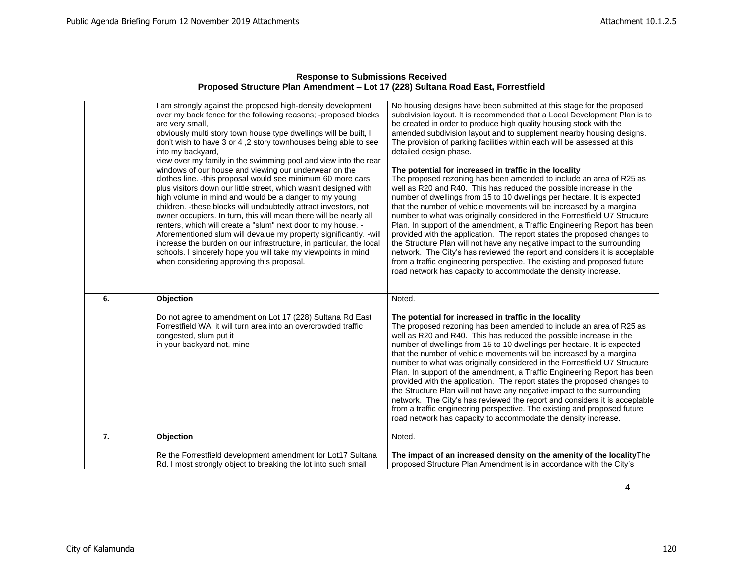**Response to Submissions Received**
**Proposed Structure Plan Amendment – Lot 17 (228) Sultana Road East, Forrestfield**

| | | |
|---|---|---|
| | I am strongly against the proposed high-density development over my back fence for the following reasons; -proposed blocks are very small,<br>obviously multi story town house type dwellings will be built, I don't wish to have 3 or 4 ,2 story townhouses being able to see into my backyard,<br>view over my family in the swimming pool and view into the rear windows of our house and viewing our underwear on the clothes line. -this proposal would see minimum 60 more cars plus visitors down our little street, which wasn't designed with high volume in mind and would be a danger to my young children. -these blocks will undoubtedly attract investors, not owner occupiers. In turn, this will mean there will be nearly all renters, which will create a "slum" next door to my house. -Aforementioned slum will devalue my property significantly. -will increase the burden on our infrastructure, in particular, the local schools. I sincerely hope you will take my viewpoints in mind when considering approving this proposal. | No housing designs have been submitted at this stage for the proposed subdivision layout. It is recommended that a Local Development Plan is to be created in order to produce high quality housing stock with the amended subdivision layout and to supplement nearby housing designs. The provision of parking facilities within each will be assessed at this detailed design phase.<br><br>**The potential for increased in traffic in the locality**<br>The proposed rezoning has been amended to include an area of R25 as well as R20 and R40. This has reduced the possible increase in the number of dwellings from 15 to 10 dwellings per hectare. It is expected that the number of vehicle movements will be increased by a marginal number to what was originally considered in the Forrestfield U7 Structure Plan. In support of the amendment, a Traffic Engineering Report has been provided with the application. The report states the proposed changes to the Structure Plan will not have any negative impact to the surrounding network. The City's has reviewed the report and considers it is acceptable from a traffic engineering perspective. The existing and proposed future road network has capacity to accommodate the density increase. |
| **6.** | **Objection**<br><br>Do not agree to amendment on Lot 17 (228) Sultana Rd East Forrestfield WA, it will turn area into an overcrowded traffic congested, slum put it<br>in your backyard not, mine | Noted.<br><br>**The potential for increased in traffic in the locality**<br>The proposed rezoning has been amended to include an area of R25 as well as R20 and R40. This has reduced the possible increase in the number of dwellings from 15 to 10 dwellings per hectare. It is expected that the number of vehicle movements will be increased by a marginal number to what was originally considered in the Forrestfield U7 Structure Plan. In support of the amendment, a Traffic Engineering Report has been provided with the application. The report states the proposed changes to the Structure Plan will not have any negative impact to the surrounding network. The City's has reviewed the report and considers it is acceptable from a traffic engineering perspective. The existing and proposed future road network has capacity to accommodate the density increase. |
| **7.** | **Objection**<br><br>Re the Forrestfield development amendment for Lot17 Sultana Rd. I most strongly object to breaking the lot into such small | Noted.<br><br>**The impact of an increased density on the amenity of the locality** The proposed Structure Plan Amendment is in accordance with the City's |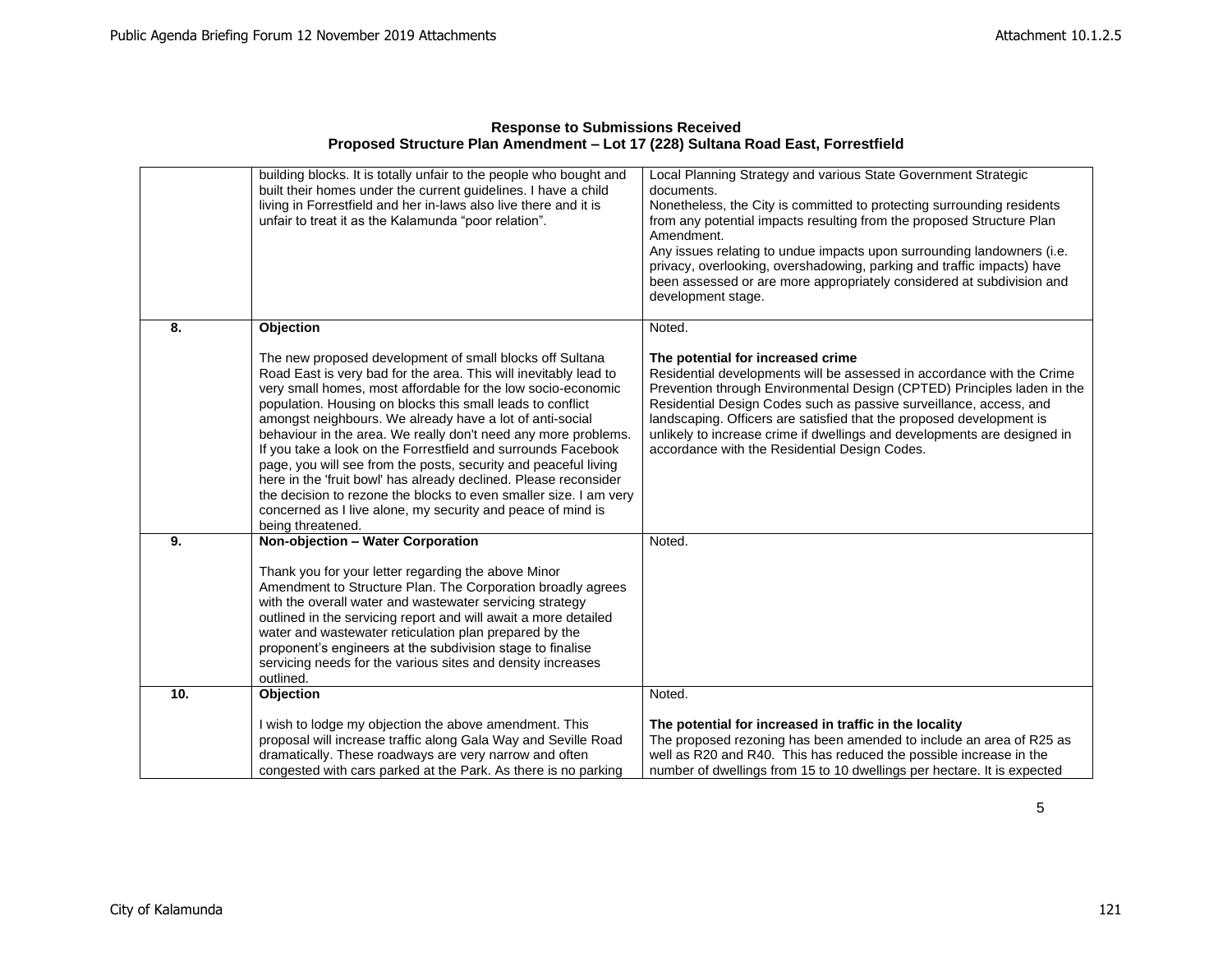**Response to Submissions Received**
**Proposed Structure Plan Amendment – Lot 17 (228) Sultana Road East, Forrestfield**

| | | |
|---|---|---|
| | building blocks. It is totally unfair to the people who bought and built their homes under the current guidelines. I have a child living in Forrestfield and her in-laws also live there and it is unfair to treat it as the Kalamunda "poor relation". | Local Planning Strategy and various State Government Strategic documents.<br>Nonetheless, the City is committed to protecting surrounding residents from any potential impacts resulting from the proposed Structure Plan Amendment.<br>Any issues relating to undue impacts upon surrounding landowners (i.e. privacy, overlooking, overshadowing, parking and traffic impacts) have been assessed or are more appropriately considered at subdivision and development stage. |
| **8.** | **Objection**<br><br>The new proposed development of small blocks off Sultana Road East is very bad for the area. This will inevitably lead to very small homes, most affordable for the low socio-economic population. Housing on blocks this small leads to conflict amongst neighbours. We already have a lot of anti-social behaviour in the area. We really don't need any more problems. If you take a look on the Forrestfield and surrounds Facebook page, you will see from the posts, security and peaceful living here in the 'fruit bowl' has already declined. Please reconsider the decision to rezone the blocks to even smaller size. I am very concerned as I live alone, my security and peace of mind is being threatened. | Noted.<br><br>**The potential for increased crime**<br>Residential developments will be assessed in accordance with the Crime Prevention through Environmental Design (CPTED) Principles laden in the Residential Design Codes such as passive surveillance, access, and landscaping. Officers are satisfied that the proposed development is unlikely to increase crime if dwellings and developments are designed in accordance with the Residential Design Codes. |
| **9.** | **Non-objection – Water Corporation**<br><br>Thank you for your letter regarding the above Minor Amendment to Structure Plan. The Corporation broadly agrees with the overall water and wastewater servicing strategy outlined in the servicing report and will await a more detailed water and wastewater reticulation plan prepared by the proponent's engineers at the subdivision stage to finalise servicing needs for the various sites and density increases outlined. | Noted. |
| **10.** | **Objection**<br><br>I wish to lodge my objection the above amendment. This proposal will increase traffic along Gala Way and Seville Road dramatically. These roadways are very narrow and often congested with cars parked at the Park. As there is no parking | Noted.<br><br>**The potential for increased in traffic in the locality**<br>The proposed rezoning has been amended to include an area of R25 as well as R20 and R40. This has reduced the possible increase in the number of dwellings from 15 to 10 dwellings per hectare. It is expected |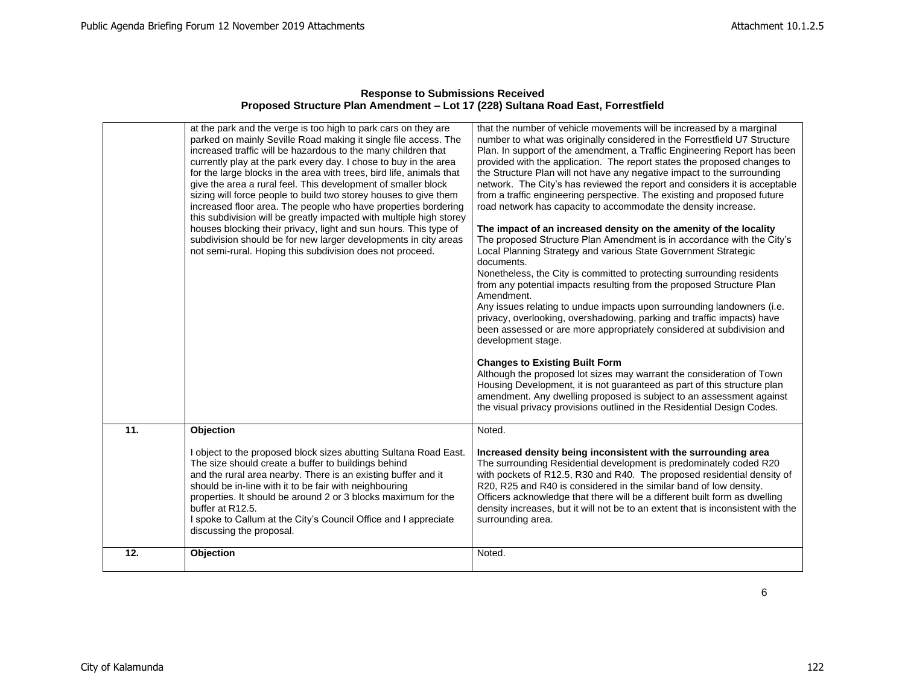**Response to Submissions Received**
**Proposed Structure Plan Amendment – Lot 17 (228) Sultana Road East, Forrestfield**

| | | |
|---|---|---|
| | at the park and the verge is too high to park cars on they are parked on mainly Seville Road making it single file access. The increased traffic will be hazardous to the many children that currently play at the park every day. I chose to buy in the area for the large blocks in the area with trees, bird life, animals that give the area a rural feel. This development of smaller block sizing will force people to build two storey houses to give them increased floor area. The people who have properties bordering this subdivision will be greatly impacted with multiple high storey houses blocking their privacy, light and sun hours. This type of subdivision should be for new larger developments in city areas not semi-rural. Hoping this subdivision does not proceed. | that the number of vehicle movements will be increased by a marginal number to what was originally considered in the Forrestfield U7 Structure Plan. In support of the amendment, a Traffic Engineering Report has been provided with the application. The report states the proposed changes to the Structure Plan will not have any negative impact to the surrounding network. The City's has reviewed the report and considers it is acceptable from a traffic engineering perspective. The existing and proposed future road network has capacity to accommodate the density increase.<br><br>**The impact of an increased density on the amenity of the locality**<br>The proposed Structure Plan Amendment is in accordance with the City's Local Planning Strategy and various State Government Strategic documents.<br>Nonetheless, the City is committed to protecting surrounding residents from any potential impacts resulting from the proposed Structure Plan Amendment.<br>Any issues relating to undue impacts upon surrounding landowners (i.e. privacy, overlooking, overshadowing, parking and traffic impacts) have been assessed or are more appropriately considered at subdivision and development stage.<br><br>**Changes to Existing Built Form**<br>Although the proposed lot sizes may warrant the consideration of Town Housing Development, it is not guaranteed as part of this structure plan amendment. Any dwelling proposed is subject to an assessment against the visual privacy provisions outlined in the Residential Design Codes. |
| **11.** | **Objection**<br><br>I object to the proposed block sizes abutting Sultana Road East. The size should create a buffer to buildings behind and the rural area nearby. There is an existing buffer and it should be in-line with it to be fair with neighbouring properties. It should be around 2 or 3 blocks maximum for the buffer at R12.5.<br>I spoke to Callum at the City's Council Office and I appreciate discussing the proposal. | Noted.<br><br>**Increased density being inconsistent with the surrounding area**<br>The surrounding Residential development is predominately coded R20 with pockets of R12.5, R30 and R40. The proposed residential density of R20, R25 and R40 is considered in the similar band of low density. Officers acknowledge that there will be a different built form as dwelling density increases, but it will not be to an extent that is inconsistent with the surrounding area. |
| **12.** | **Objection** | Noted. |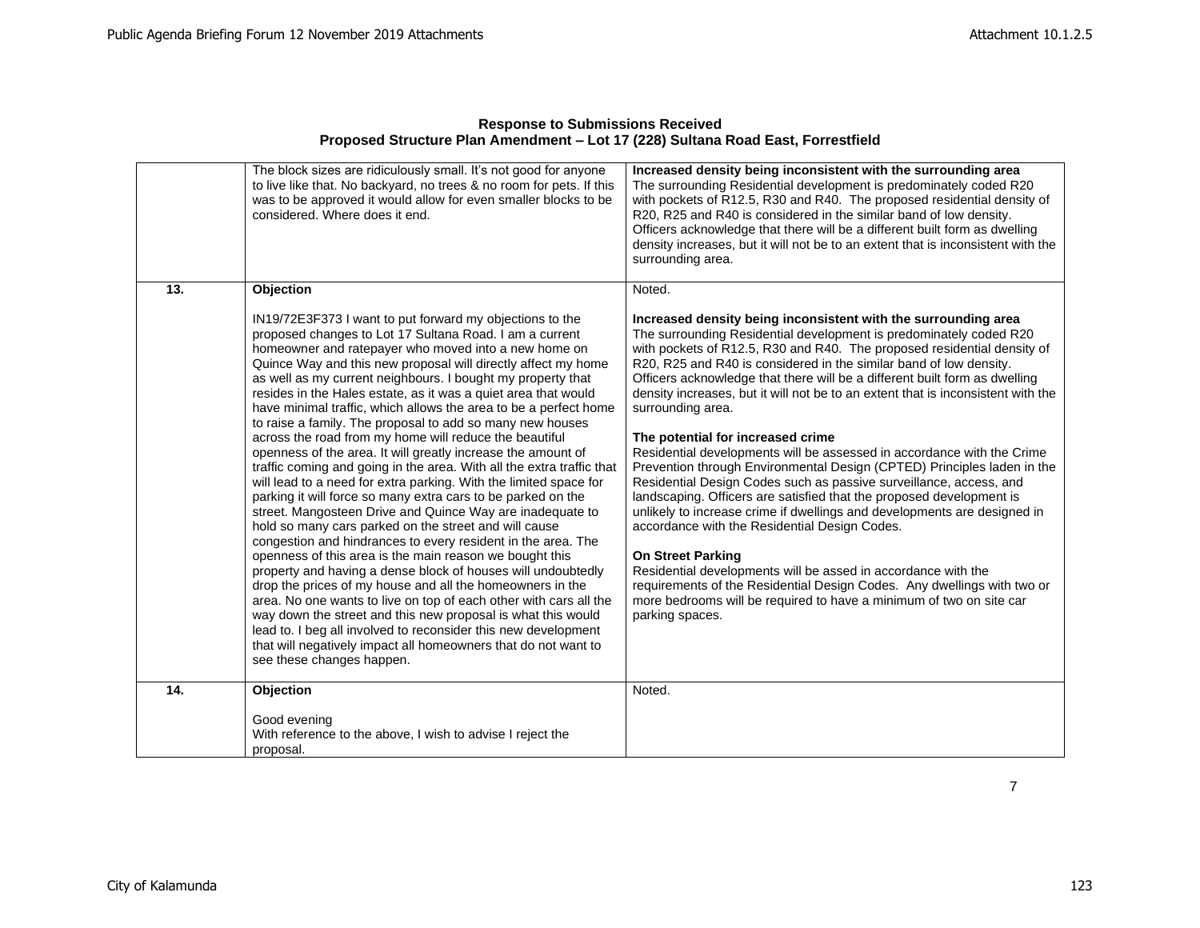**Response to Submissions Received**
**Proposed Structure Plan Amendment – Lot 17 (228) Sultana Road East, Forrestfield**

| | | |
|---|---|---|
| | The block sizes are ridiculously small. It's not good for anyone to live like that. No backyard, no trees & no room for pets. If this was to be approved it would allow for even smaller blocks to be considered. Where does it end. | **Increased density being inconsistent with the surrounding area**<br>The surrounding Residential development is predominately coded R20 with pockets of R12.5, R30 and R40. The proposed residential density of R20, R25 and R40 is considered in the similar band of low density. Officers acknowledge that there will be a different built form as dwelling density increases, but it will not be to an extent that is inconsistent with the surrounding area. |
| **13.** | **Objection**<br><br>IN19/72E3F373 I want to put forward my objections to the proposed changes to Lot 17 Sultana Road. I am a current homeowner and ratepayer who moved into a new home on Quince Way and this new proposal will directly affect my home as well as my current neighbours. I bought my property that resides in the Hales estate, as it was a quiet area that would have minimal traffic, which allows the area to be a perfect home to raise a family. The proposal to add so many new houses across the road from my home will reduce the beautiful openness of the area. It will greatly increase the amount of traffic coming and going in the area. With all the extra traffic that will lead to a need for extra parking. With the limited space for parking it will force so many extra cars to be parked on the street. Mangosteen Drive and Quince Way are inadequate to hold so many cars parked on the street and will cause congestion and hindrances to every resident in the area. The openness of this area is the main reason we bought this property and having a dense block of houses will undoubtedly drop the prices of my house and all the homeowners in the area. No one wants to live on top of each other with cars all the way down the street and this new proposal is what this would lead to. I beg all involved to reconsider this new development that will negatively impact all homeowners that do not want to see these changes happen. | Noted.<br><br>**Increased density being inconsistent with the surrounding area**<br>The surrounding Residential development is predominately coded R20 with pockets of R12.5, R30 and R40. The proposed residential density of R20, R25 and R40 is considered in the similar band of low density. Officers acknowledge that there will be a different built form as dwelling density increases, but it will not be to an extent that is inconsistent with the surrounding area.<br><br>**The potential for increased crime**<br>Residential developments will be assessed in accordance with the Crime Prevention through Environmental Design (CPTED) Principles laden in the Residential Design Codes such as passive surveillance, access, and landscaping. Officers are satisfied that the proposed development is unlikely to increase crime if dwellings and developments are designed in accordance with the Residential Design Codes.<br><br>**On Street Parking**<br>Residential developments will be assed in accordance with the requirements of the Residential Design Codes. Any dwellings with two or more bedrooms will be required to have a minimum of two on site car parking spaces. |
| **14.** | **Objection**<br><br>Good evening<br>With reference to the above, I wish to advise I reject the proposal. | Noted. |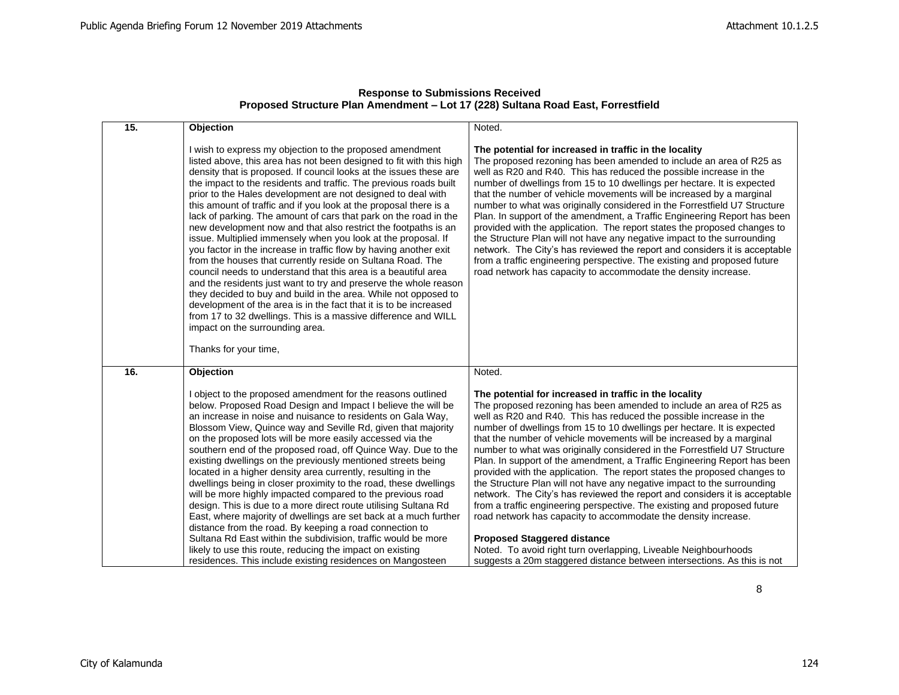**Response to Submissions Received**
**Proposed Structure Plan Amendment – Lot 17 (228) Sultana Road East, Forrestfield**

| | | |
|---|---|---|
| **15.** | **Objection**<br><br>I wish to express my objection to the proposed amendment listed above, this area has not been designed to fit with this high density that is proposed. If council looks at the issues these are the impact to the residents and traffic. The previous roads built prior to the Hales development are not designed to deal with this amount of traffic and if you look at the proposal there is a lack of parking. The amount of cars that park on the road in the new development now and that also restrict the footpaths is an issue. Multiplied immensely when you look at the proposal. If you factor in the increase in traffic flow by having another exit from the houses that currently reside on Sultana Road. The council needs to understand that this area is a beautiful area and the residents just want to try and preserve the whole reason they decided to buy and build in the area. While not opposed to development of the area is in the fact that it is to be increased from 17 to 32 dwellings. This is a massive difference and WILL impact on the surrounding area.<br><br>Thanks for your time, | Noted.<br><br>**The potential for increased in traffic in the locality**<br>The proposed rezoning has been amended to include an area of R25 as well as R20 and R40. This has reduced the possible increase in the number of dwellings from 15 to 10 dwellings per hectare. It is expected that the number of vehicle movements will be increased by a marginal number to what was originally considered in the Forrestfield U7 Structure Plan. In support of the amendment, a Traffic Engineering Report has been provided with the application. The report states the proposed changes to the Structure Plan will not have any negative impact to the surrounding network. The City's has reviewed the report and considers it is acceptable from a traffic engineering perspective. The existing and proposed future road network has capacity to accommodate the density increase. |
| **16.** | **Objection**<br><br>I object to the proposed amendment for the reasons outlined below. Proposed Road Design and Impact I believe the will be an increase in noise and nuisance to residents on Gala Way, Blossom View, Quince way and Seville Rd, given that majority on the proposed lots will be more easily accessed via the southern end of the proposed road, off Quince Way. Due to the existing dwellings on the previously mentioned streets being located in a higher density area currently, resulting in the dwellings being in closer proximity to the road, these dwellings will be more highly impacted compared to the previous road design. This is due to a more direct route utilising Sultana Rd East, where majority of dwellings are set back at a much further distance from the road. By keeping a road connection to Sultana Rd East within the subdivision, traffic would be more likely to use this route, reducing the impact on existing residences. This include existing residences on Mangosteen | Noted.<br><br>**The potential for increased in traffic in the locality**<br>The proposed rezoning has been amended to include an area of R25 as well as R20 and R40. This has reduced the possible increase in the number of dwellings from 15 to 10 dwellings per hectare. It is expected that the number of vehicle movements will be increased by a marginal number to what was originally considered in the Forrestfield U7 Structure Plan. In support of the amendment, a Traffic Engineering Report has been provided with the application. The report states the proposed changes to the Structure Plan will not have any negative impact to the surrounding network. The City's has reviewed the report and considers it is acceptable from a traffic engineering perspective. The existing and proposed future road network has capacity to accommodate the density increase.<br><br>**Proposed Staggered distance**<br>Noted. To avoid right turn overlapping, Liveable Neighbourhoods suggests a 20m staggered distance between intersections. As this is not |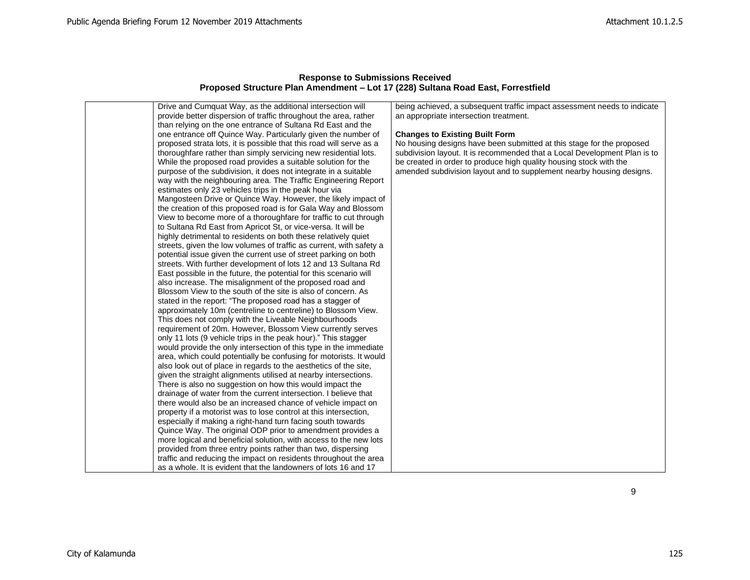**Response to Submissions Received**
**Proposed Structure Plan Amendment – Lot 17 (228) Sultana Road East, Forrestfield**

| | | |
|---|---|---|
| | Drive and Cumquat Way, as the additional intersection will provide better dispersion of traffic throughout the area, rather than relying on the one entrance of Sultana Rd East and the one entrance off Quince Way. Particularly given the number of proposed strata lots, it is possible that this road will serve as a thoroughfare rather than simply servicing new residential lots. While the proposed road provides a suitable solution for the purpose of the subdivision, it does not integrate in a suitable way with the neighbouring area. The Traffic Engineering Report estimates only 23 vehicles trips in the peak hour via Mangosteen Drive or Quince Way. However, the likely impact of the creation of this proposed road is for Gala Way and Blossom View to become more of a thoroughfare for traffic to cut through to Sultana Rd East from Apricot St, or vice-versa. It will be highly detrimental to residents on both these relatively quiet streets, given the low volumes of traffic as current, with safety a potential issue given the current use of street parking on both streets. With further development of lots 12 and 13 Sultana Rd East possible in the future, the potential for this scenario will also increase. The misalignment of the proposed road and Blossom View to the south of the site is also of concern. As stated in the report: "The proposed road has a stagger of approximately 10m (centreline to centreline) to Blossom View. This does not comply with the Liveable Neighbourhoods requirement of 20m. However, Blossom View currently serves only 11 lots (9 vehicle trips in the peak hour)." This stagger would provide the only intersection of this type in the immediate area, which could potentially be confusing for motorists. It would also look out of place in regards to the aesthetics of the site, given the straight alignments utilised at nearby intersections. There is also no suggestion on how this would impact the drainage of water from the current intersection. I believe that there would also be an increased chance of vehicle impact on property if a motorist was to lose control at this intersection, especially if making a right-hand turn facing south towards Quince Way. The original ODP prior to amendment provides a more logical and beneficial solution, with access to the new lots provided from three entry points rather than two, dispersing traffic and reducing the impact on residents throughout the area as a whole. It is evident that the landowners of lots 16 and 17 | being achieved, a subsequent traffic impact assessment needs to indicate an appropriate intersection treatment.<br><br>**Changes to Existing Built Form**<br>No housing designs have been submitted at this stage for the proposed subdivision layout. It is recommended that a Local Development Plan is to be created in order to produce high quality housing stock with the amended subdivision layout and to supplement nearby housing designs. |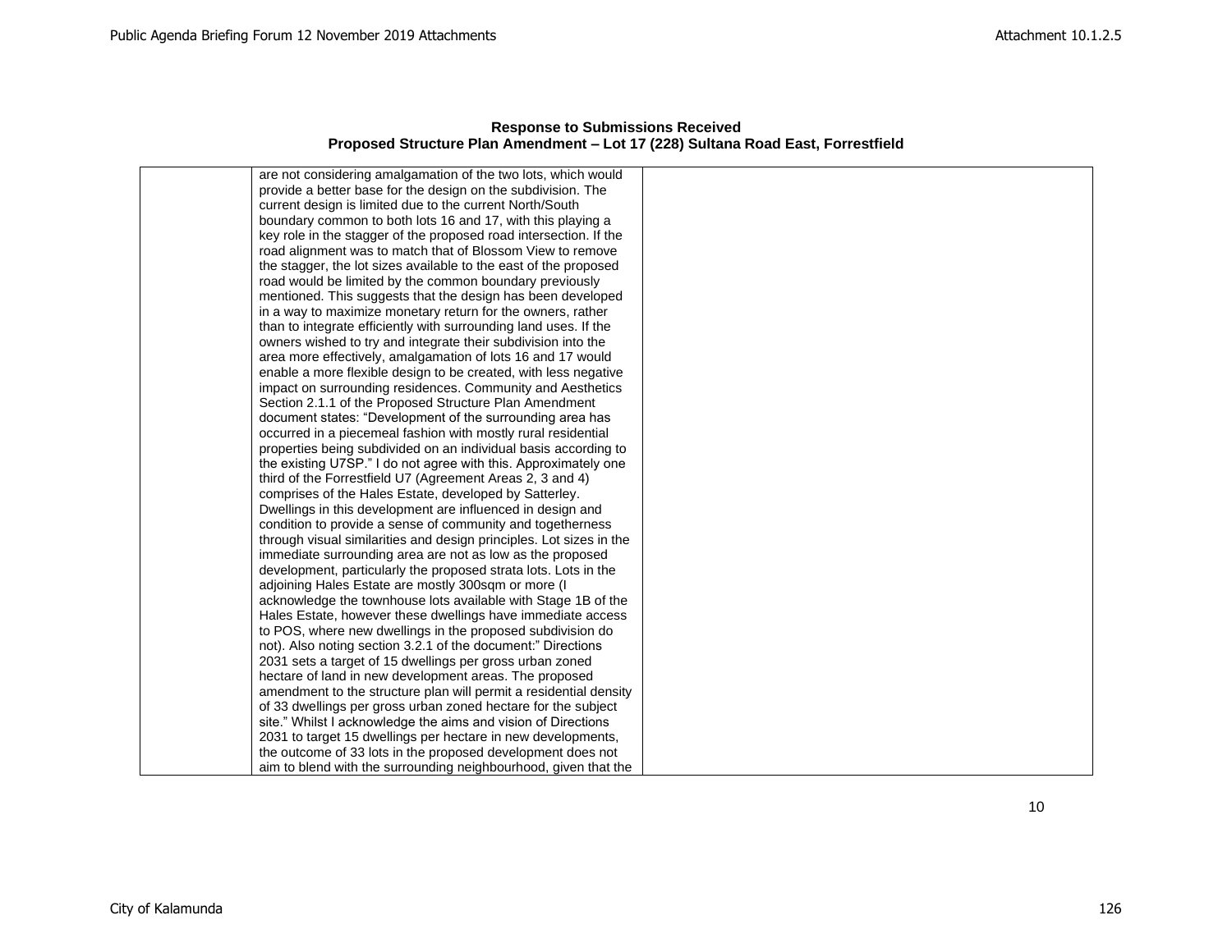**Response to Submissions Received**
**Proposed Structure Plan Amendment – Lot 17 (228) Sultana Road East, Forrestfield**

| | | |
|---|---|---|
| | are not considering amalgamation of the two lots, which would provide a better base for the design on the subdivision. The current design is limited due to the current North/South boundary common to both lots 16 and 17, with this playing a key role in the stagger of the proposed road intersection. If the road alignment was to match that of Blossom View to remove the stagger, the lot sizes available to the east of the proposed road would be limited by the common boundary previously mentioned. This suggests that the design has been developed in a way to maximize monetary return for the owners, rather than to integrate efficiently with surrounding land uses. If the owners wished to try and integrate their subdivision into the area more effectively, amalgamation of lots 16 and 17 would enable a more flexible design to be created, with less negative impact on surrounding residences. Community and Aesthetics Section 2.1.1 of the Proposed Structure Plan Amendment document states: "Development of the surrounding area has occurred in a piecemeal fashion with mostly rural residential properties being subdivided on an individual basis according to the existing U7SP." I do not agree with this. Approximately one third of the Forrestfield U7 (Agreement Areas 2, 3 and 4) comprises of the Hales Estate, developed by Satterley. Dwellings in this development are influenced in design and condition to provide a sense of community and togetherness through visual similarities and design principles. Lot sizes in the immediate surrounding area are not as low as the proposed development, particularly the proposed strata lots. Lots in the adjoining Hales Estate are mostly 300sqm or more (I acknowledge the townhouse lots available with Stage 1B of the Hales Estate, however these dwellings have immediate access to POS, where new dwellings in the proposed subdivision do not). Also noting section 3.2.1 of the document:" Directions 2031 sets a target of 15 dwellings per gross urban zoned hectare of land in new development areas. The proposed amendment to the structure plan will permit a residential density of 33 dwellings per gross urban zoned hectare for the subject site." Whilst I acknowledge the aims and vision of Directions 2031 to target 15 dwellings per hectare in new developments, the outcome of 33 lots in the proposed development does not aim to blend with the surrounding neighbourhood, given that the | |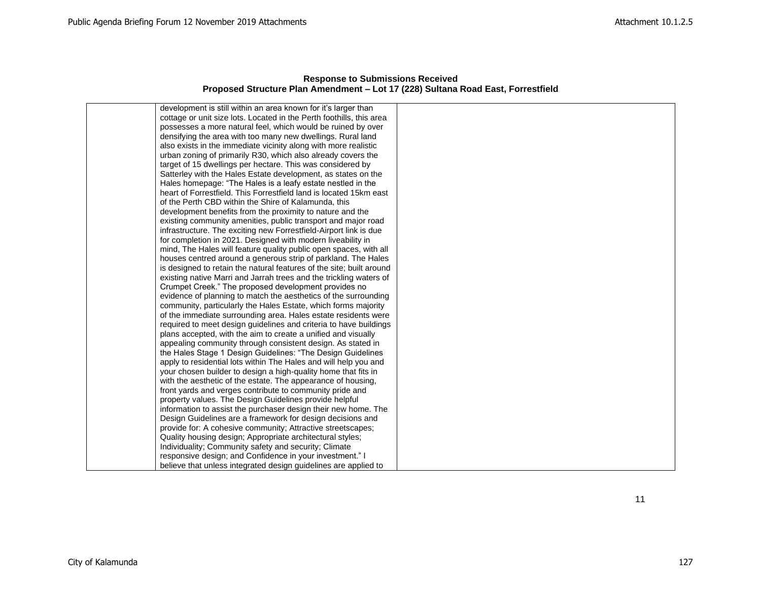**Response to Submissions Received**
**Proposed Structure Plan Amendment – Lot 17 (228) Sultana Road East, Forrestfield**

| | | |
|---|---|---|
| | development is still within an area known for it's larger than cottage or unit size lots. Located in the Perth foothills, this area possesses a more natural feel, which would be ruined by over densifying the area with too many new dwellings. Rural land also exists in the immediate vicinity along with more realistic urban zoning of primarily R30, which also already covers the target of 15 dwellings per hectare. This was considered by Satterley with the Hales Estate development, as states on the Hales homepage: "The Hales is a leafy estate nestled in the heart of Forrestfield. This Forrestfield land is located 15km east of the Perth CBD within the Shire of Kalamunda, this development benefits from the proximity to nature and the existing community amenities, public transport and major road infrastructure. The exciting new Forrestfield-Airport link is due for completion in 2021. Designed with modern liveability in mind, The Hales will feature quality public open spaces, with all houses centred around a generous strip of parkland. The Hales is designed to retain the natural features of the site; built around existing native Marri and Jarrah trees and the trickling waters of Crumpet Creek." The proposed development provides no evidence of planning to match the aesthetics of the surrounding community, particularly the Hales Estate, which forms majority of the immediate surrounding area. Hales estate residents were required to meet design guidelines and criteria to have buildings plans accepted, with the aim to create a unified and visually appealing community through consistent design. As stated in the Hales Stage 1 Design Guidelines: "The Design Guidelines apply to residential lots within The Hales and will help you and your chosen builder to design a high-quality home that fits in with the aesthetic of the estate. The appearance of housing, front yards and verges contribute to community pride and property values. The Design Guidelines provide helpful information to assist the purchaser design their new home. The Design Guidelines are a framework for design decisions and provide for: A cohesive community; Attractive streetscapes; Quality housing design; Appropriate architectural styles; Individuality; Community safety and security; Climate responsive design; and Confidence in your investment." I believe that unless integrated design guidelines are applied to | |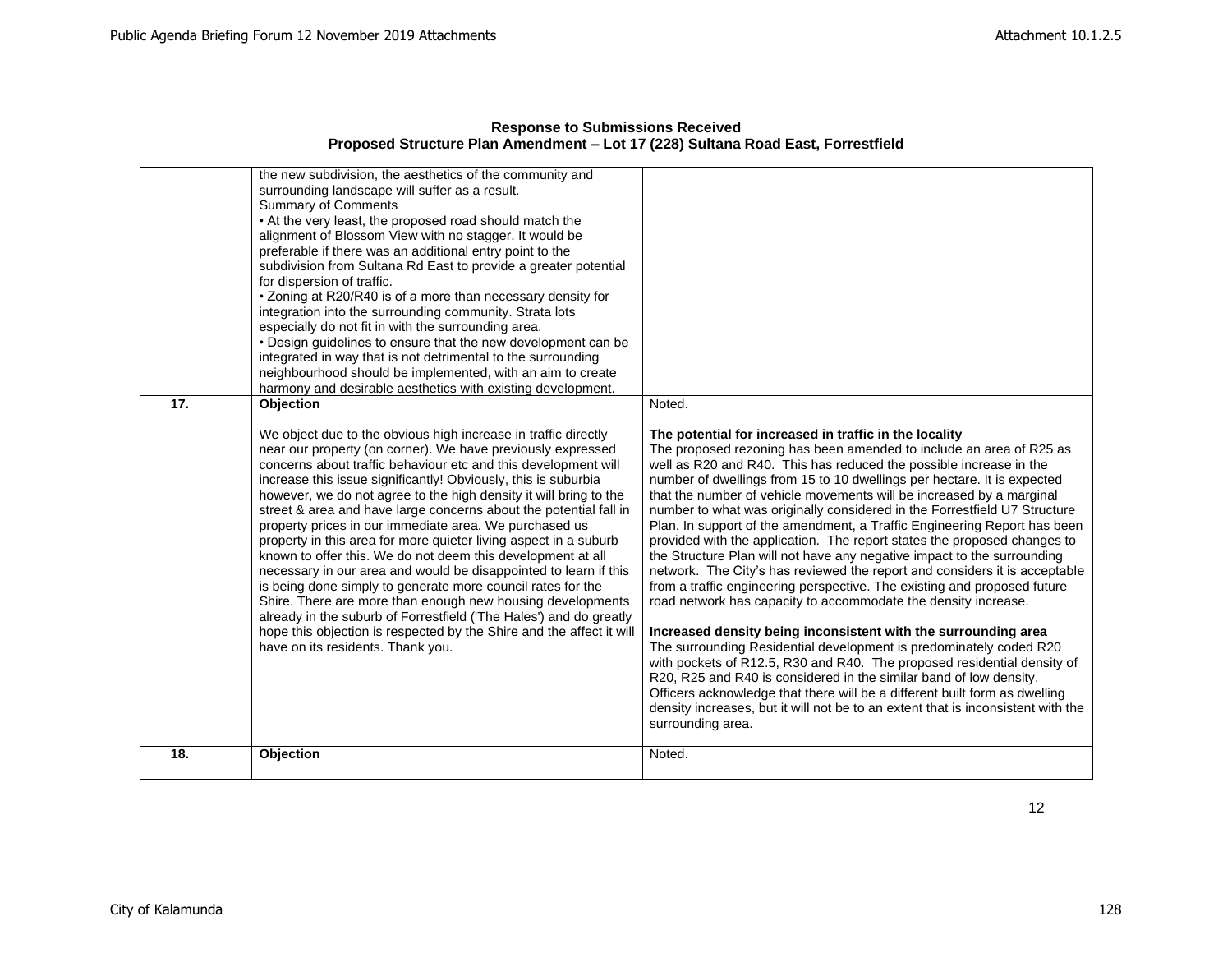**Response to Submissions Received**
**Proposed Structure Plan Amendment – Lot 17 (228) Sultana Road East, Forrestfield**

| | | |
|---|---|---|
| | the new subdivision, the aesthetics of the community and surrounding landscape will suffer as a result.<br>Summary of Comments<br>• At the very least, the proposed road should match the alignment of Blossom View with no stagger. It would be preferable if there was an additional entry point to the subdivision from Sultana Rd East to provide a greater potential for dispersion of traffic.<br>• Zoning at R20/R40 is of a more than necessary density for integration into the surrounding community. Strata lots especially do not fit in with the surrounding area.<br>• Design guidelines to ensure that the new development can be integrated in way that is not detrimental to the surrounding neighbourhood should be implemented, with an aim to create harmony and desirable aesthetics with existing development. | |
| **17.** | **Objection**<br><br>We object due to the obvious high increase in traffic directly near our property (on corner). We have previously expressed concerns about traffic behaviour etc and this development will increase this issue significantly! Obviously, this is suburbia however, we do not agree to the high density it will bring to the street & area and have large concerns about the potential fall in property prices in our immediate area. We purchased us property in this area for more quieter living aspect in a suburb known to offer this. We do not deem this development at all necessary in our area and would be disappointed to learn if this is being done simply to generate more council rates for the Shire. There are more than enough new housing developments already in the suburb of Forrestfield ('The Hales') and do greatly hope this objection is respected by the Shire and the affect it will have on its residents. Thank you. | Noted.<br><br>**The potential for increased in traffic in the locality**<br>The proposed rezoning has been amended to include an area of R25 as well as R20 and R40. This has reduced the possible increase in the number of dwellings from 15 to 10 dwellings per hectare. It is expected that the number of vehicle movements will be increased by a marginal number to what was originally considered in the Forrestfield U7 Structure Plan. In support of the amendment, a Traffic Engineering Report has been provided with the application. The report states the proposed changes to the Structure Plan will not have any negative impact to the surrounding network. The City's has reviewed the report and considers it is acceptable from a traffic engineering perspective. The existing and proposed future road network has capacity to accommodate the density increase.<br><br>**Increased density being inconsistent with the surrounding area**<br>The surrounding Residential development is predominately coded R20 with pockets of R12.5, R30 and R40. The proposed residential density of R20, R25 and R40 is considered in the similar band of low density. Officers acknowledge that there will be a different built form as dwelling density increases, but it will not be to an extent that is inconsistent with the surrounding area. |
| **18.** | **Objection** | Noted. |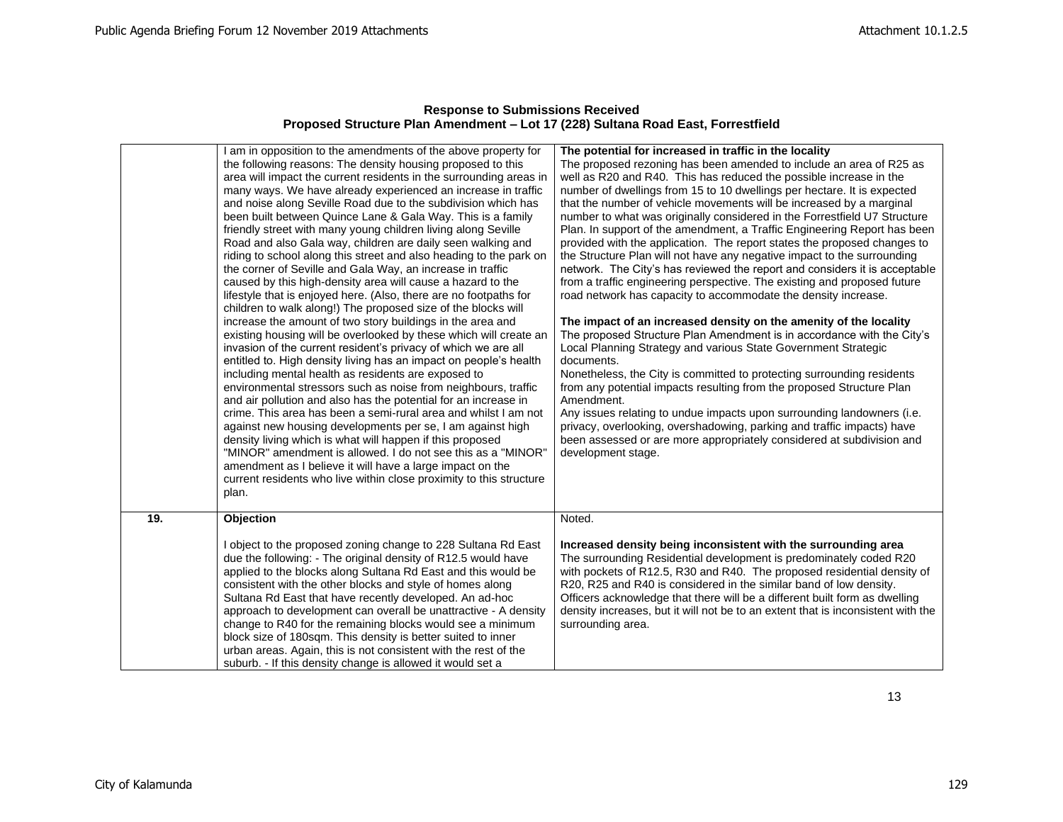**Response to Submissions Received**
**Proposed Structure Plan Amendment – Lot 17 (228) Sultana Road East, Forrestfield**

| | | |
|---|---|---|
| | I am in opposition to the amendments of the above property for the following reasons: The density housing proposed to this area will impact the current residents in the surrounding areas in many ways. We have already experienced an increase in traffic and noise along Seville Road due to the subdivision which has been built between Quince Lane & Gala Way. This is a family friendly street with many young children living along Seville Road and also Gala way, children are daily seen walking and riding to school along this street and also heading to the park on the corner of Seville and Gala Way, an increase in traffic caused by this high-density area will cause a hazard to the lifestyle that is enjoyed here. (Also, there are no footpaths for children to walk along!) The proposed size of the blocks will increase the amount of two story buildings in the area and existing housing will be overlooked by these which will create an invasion of the current resident's privacy of which we are all entitled to. High density living has an impact on people's health including mental health as residents are exposed to environmental stressors such as noise from neighbours, traffic and air pollution and also has the potential for an increase in crime. This area has been a semi-rural area and whilst I am not against new housing developments per se, I am against high density living which is what will happen if this proposed "MINOR" amendment is allowed. I do not see this as a "MINOR" amendment as I believe it will have a large impact on the current residents who live within close proximity to this structure plan. | **The potential for increased in traffic in the locality**<br>The proposed rezoning has been amended to include an area of R25 as well as R20 and R40. This has reduced the possible increase in the number of dwellings from 15 to 10 dwellings per hectare. It is expected that the number of vehicle movements will be increased by a marginal number to what was originally considered in the Forrestfield U7 Structure Plan. In support of the amendment, a Traffic Engineering Report has been provided with the application. The report states the proposed changes to the Structure Plan will not have any negative impact to the surrounding network. The City's has reviewed the report and considers it is acceptable from a traffic engineering perspective. The existing and proposed future road network has capacity to accommodate the density increase.<br><br>**The impact of an increased density on the amenity of the locality**<br>The proposed Structure Plan Amendment is in accordance with the City's Local Planning Strategy and various State Government Strategic documents.<br>Nonetheless, the City is committed to protecting surrounding residents from any potential impacts resulting from the proposed Structure Plan Amendment.<br>Any issues relating to undue impacts upon surrounding landowners (i.e. privacy, overlooking, overshadowing, parking and traffic impacts) have been assessed or are more appropriately considered at subdivision and development stage. |
| **19.** | **Objection**<br><br>I object to the proposed zoning change to 228 Sultana Rd East due the following: - The original density of R12.5 would have applied to the blocks along Sultana Rd East and this would be consistent with the other blocks and style of homes along Sultana Rd East that have recently developed. An ad-hoc approach to development can overall be unattractive - A density change to R40 for the remaining blocks would see a minimum block size of 180sqm. This density is better suited to inner urban areas. Again, this is not consistent with the rest of the suburb. - If this density change is allowed it would set a | Noted.<br><br>**Increased density being inconsistent with the surrounding area**<br>The surrounding Residential development is predominately coded R20 with pockets of R12.5, R30 and R40. The proposed residential density of R20, R25 and R40 is considered in the similar band of low density. Officers acknowledge that there will be a different built form as dwelling density increases, but it will not be to an extent that is inconsistent with the surrounding area. |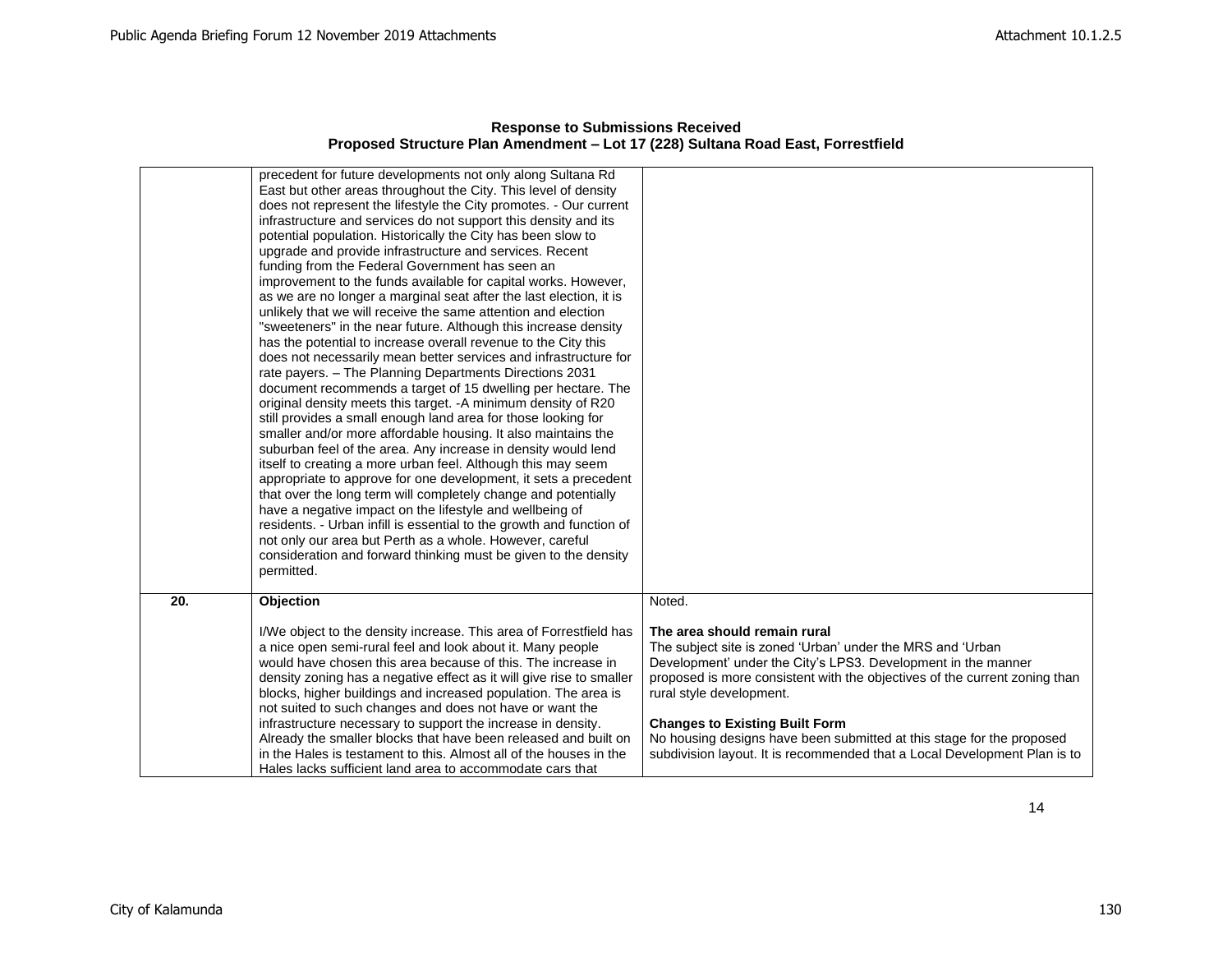**Response to Submissions Received**
**Proposed Structure Plan Amendment – Lot 17 (228) Sultana Road East, Forrestfield**

| | | |
|---|---|---|
| | precedent for future developments not only along Sultana Rd East but other areas throughout the City. This level of density does not represent the lifestyle the City promotes. - Our current infrastructure and services do not support this density and its potential population. Historically the City has been slow to upgrade and provide infrastructure and services. Recent funding from the Federal Government has seen an improvement to the funds available for capital works. However, as we are no longer a marginal seat after the last election, it is unlikely that we will receive the same attention and election "sweeteners" in the near future. Although this increase density has the potential to increase overall revenue to the City this does not necessarily mean better services and infrastructure for rate payers. – The Planning Departments Directions 2031 document recommends a target of 15 dwelling per hectare. The original density meets this target. -A minimum density of R20 still provides a small enough land area for those looking for smaller and/or more affordable housing. It also maintains the suburban feel of the area. Any increase in density would lend itself to creating a more urban feel. Although this may seem appropriate to approve for one development, it sets a precedent that over the long term will completely change and potentially have a negative impact on the lifestyle and wellbeing of residents. - Urban infill is essential to the growth and function of not only our area but Perth as a whole. However, careful consideration and forward thinking must be given to the density permitted. | |
| **20.** | **Objection**<br><br>I/We object to the density increase. This area of Forrestfield has a nice open semi-rural feel and look about it. Many people would have chosen this area because of this. The increase in density zoning has a negative effect as it will give rise to smaller blocks, higher buildings and increased population. The area is not suited to such changes and does not have or want the infrastructure necessary to support the increase in density. Already the smaller blocks that have been released and built on in the Hales is testament to this. Almost all of the houses in the Hales lacks sufficient land area to accommodate cars that | Noted.<br><br>**The area should remain rural**<br>The subject site is zoned 'Urban' under the MRS and 'Urban Development' under the City's LPS3. Development in the manner proposed is more consistent with the objectives of the current zoning than rural style development.<br><br>**Changes to Existing Built Form**<br>No housing designs have been submitted at this stage for the proposed subdivision layout. It is recommended that a Local Development Plan is to |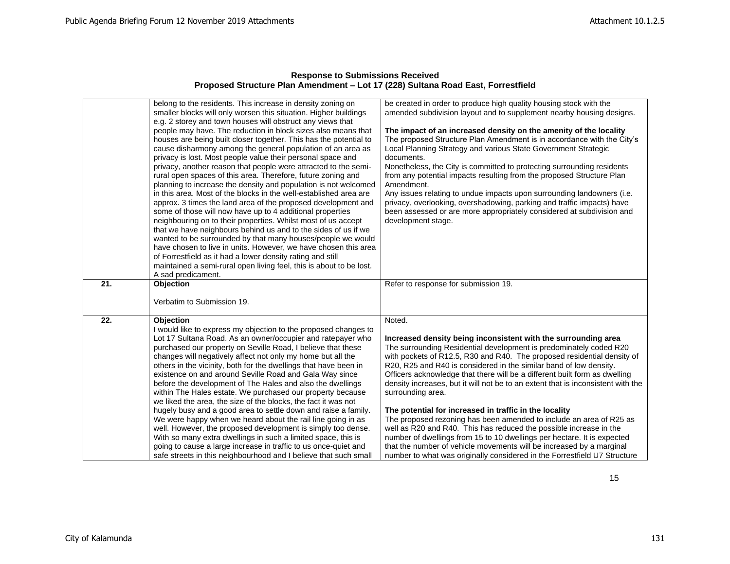**Response to Submissions Received**
**Proposed Structure Plan Amendment – Lot 17 (228) Sultana Road East, Forrestfield**

| | | |
|---|---|---|
| | belong to the residents. This increase in density zoning on smaller blocks will only worsen this situation. Higher buildings e.g. 2 storey and town houses will obstruct any views that people may have. The reduction in block sizes also means that houses are being built closer together. This has the potential to cause disharmony among the general population of an area as privacy is lost. Most people value their personal space and privacy, another reason that people were attracted to the semi-rural open spaces of this area. Therefore, future zoning and planning to increase the density and population is not welcomed in this area. Most of the blocks in the well-established area are approx. 3 times the land area of the proposed development and some of those will now have up to 4 additional properties neighbouring on to their properties. Whilst most of us accept that we have neighbours behind us and to the sides of us if we wanted to be surrounded by that many houses/people we would have chosen to live in units. However, we have chosen this area of Forrestfield as it had a lower density rating and still maintained a semi-rural open living feel, this is about to be lost. A sad predicament. | be created in order to produce high quality housing stock with the amended subdivision layout and to supplement nearby housing designs.<br><br>**The impact of an increased density on the amenity of the locality**<br>The proposed Structure Plan Amendment is in accordance with the City's Local Planning Strategy and various State Government Strategic documents.<br>Nonetheless, the City is committed to protecting surrounding residents from any potential impacts resulting from the proposed Structure Plan Amendment.<br>Any issues relating to undue impacts upon surrounding landowners (i.e. privacy, overlooking, overshadowing, parking and traffic impacts) have been assessed or are more appropriately considered at subdivision and development stage. |
| **21.** | **Objection**<br><br>Verbatim to Submission 19. | Refer to response for submission 19. |
| **22.** | **Objection**<br>I would like to express my objection to the proposed changes to Lot 17 Sultana Road. As an owner/occupier and ratepayer who purchased our property on Seville Road, I believe that these changes will negatively affect not only my home but all the others in the vicinity, both for the dwellings that have been in existence on and around Seville Road and Gala Way since before the development of The Hales and also the dwellings within The Hales estate. We purchased our property because we liked the area, the size of the blocks, the fact it was not hugely busy and a good area to settle down and raise a family. We were happy when we heard about the rail line going in as well. However, the proposed development is simply too dense. With so many extra dwellings in such a limited space, this is going to cause a large increase in traffic to us once-quiet and safe streets in this neighbourhood and I believe that such small | Noted.<br><br>**Increased density being inconsistent with the surrounding area**<br>The surrounding Residential development is predominately coded R20 with pockets of R12.5, R30 and R40. The proposed residential density of R20, R25 and R40 is considered in the similar band of low density. Officers acknowledge that there will be a different built form as dwelling density increases, but it will not be to an extent that is inconsistent with the surrounding area.<br><br>**The potential for increased in traffic in the locality**<br>The proposed rezoning has been amended to include an area of R25 as well as R20 and R40. This has reduced the possible increase in the number of dwellings from 15 to 10 dwellings per hectare. It is expected that the number of vehicle movements will be increased by a marginal number to what was originally considered in the Forrestfield U7 Structure |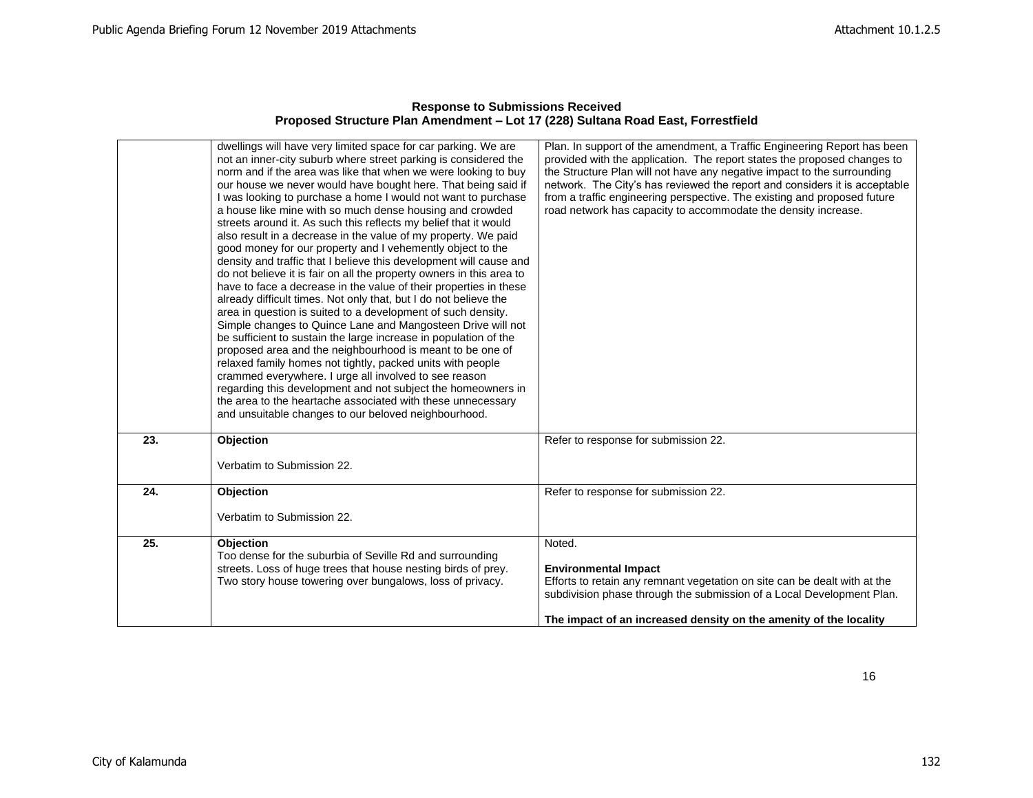**Response to Submissions Received**
**Proposed Structure Plan Amendment – Lot 17 (228) Sultana Road East, Forrestfield**

| | | |
|---|---|---|
| | dwellings will have very limited space for car parking. We are not an inner-city suburb where street parking is considered the norm and if the area was like that when we were looking to buy our house we never would have bought here. That being said if I was looking to purchase a home I would not want to purchase a house like mine with so much dense housing and crowded streets around it. As such this reflects my belief that it would also result in a decrease in the value of my property. We paid good money for our property and I vehemently object to the density and traffic that I believe this development will cause and do not believe it is fair on all the property owners in this area to have to face a decrease in the value of their properties in these already difficult times. Not only that, but I do not believe the area in question is suited to a development of such density. Simple changes to Quince Lane and Mangosteen Drive will not be sufficient to sustain the large increase in population of the proposed area and the neighbourhood is meant to be one of relaxed family homes not tightly, packed units with people crammed everywhere. I urge all involved to see reason regarding this development and not subject the homeowners in the area to the heartache associated with these unnecessary and unsuitable changes to our beloved neighbourhood. | Plan. In support of the amendment, a Traffic Engineering Report has been provided with the application. The report states the proposed changes to the Structure Plan will not have any negative impact to the surrounding network. The City's has reviewed the report and considers it is acceptable from a traffic engineering perspective. The existing and proposed future road network has capacity to accommodate the density increase. |
| **23.** | **Objection**<br><br>Verbatim to Submission 22. | Refer to response for submission 22. |
| **24.** | **Objection**<br><br>Verbatim to Submission 22. | Refer to response for submission 22. |
| **25.** | **Objection**<br>Too dense for the suburbia of Seville Rd and surrounding streets. Loss of huge trees that house nesting birds of prey. Two story house towering over bungalows, loss of privacy. | Noted.<br><br>**Environmental Impact**<br>Efforts to retain any remnant vegetation on site can be dealt with at the subdivision phase through the submission of a Local Development Plan.<br><br>**The impact of an increased density on the amenity of the locality** |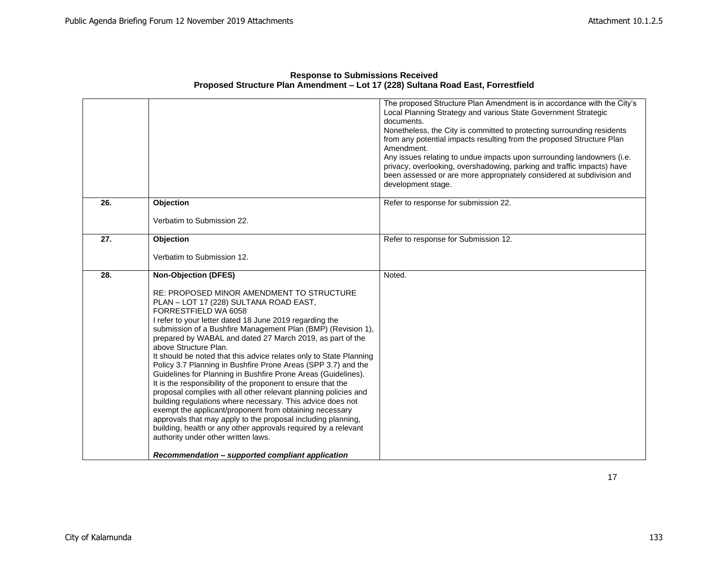**Response to Submissions Received**
**Proposed Structure Plan Amendment – Lot 17 (228) Sultana Road East, Forrestfield**

| | | |
|---|---|---|
| | | The proposed Structure Plan Amendment is in accordance with the City's Local Planning Strategy and various State Government Strategic documents.<br>Nonetheless, the City is committed to protecting surrounding residents from any potential impacts resulting from the proposed Structure Plan Amendment.<br>Any issues relating to undue impacts upon surrounding landowners (i.e. privacy, overlooking, overshadowing, parking and traffic impacts) have been assessed or are more appropriately considered at subdivision and development stage. |
| **26.** | **Objection**<br><br>Verbatim to Submission 22. | Refer to response for submission 22. |
| **27.** | **Objection**<br><br>Verbatim to Submission 12. | Refer to response for Submission 12. |
| **28.** | **Non-Objection (DFES)**<br><br>RE: PROPOSED MINOR AMENDMENT TO STRUCTURE PLAN – LOT 17 (228) SULTANA ROAD EAST, FORRESTFIELD WA 6058<br>I refer to your letter dated 18 June 2019 regarding the submission of a Bushfire Management Plan (BMP) (Revision 1), prepared by WABAL and dated 27 March 2019, as part of the above Structure Plan.<br>It should be noted that this advice relates only to State Planning Policy 3.7 Planning in Bushfire Prone Areas (SPP 3.7) and the Guidelines for Planning in Bushfire Prone Areas (Guidelines). It is the responsibility of the proponent to ensure that the proposal complies with all other relevant planning policies and building regulations where necessary. This advice does not exempt the applicant/proponent from obtaining necessary approvals that may apply to the proposal including planning, building, health or any other approvals required by a relevant authority under other written laws.<br><br>***Recommendation – supported compliant application*** | Noted. |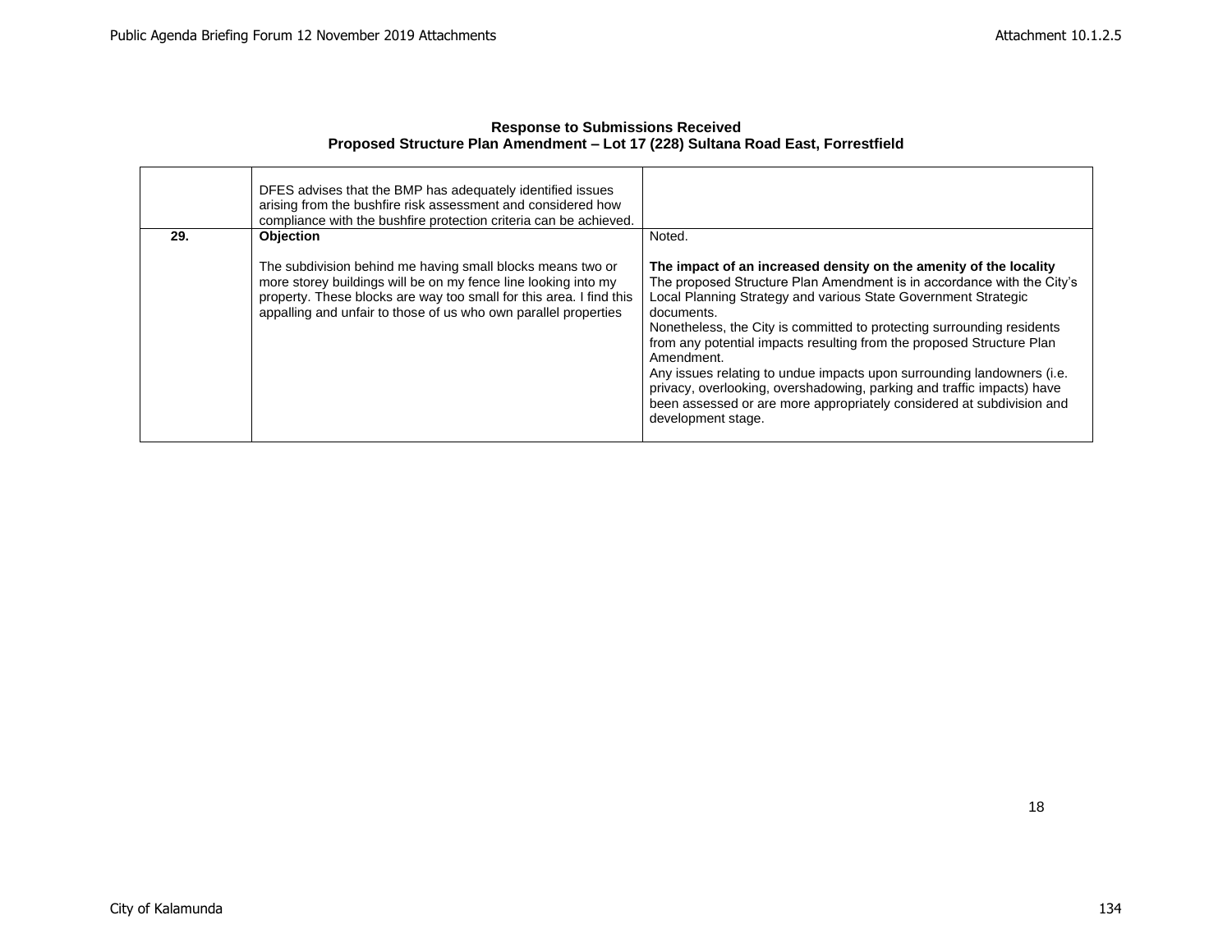**Response to Submissions Received**
**Proposed Structure Plan Amendment – Lot 17 (228) Sultana Road East, Forrestfield**

| | | |
|---|---|---|
| | DFES advises that the BMP has adequately identified issues arising from the bushfire risk assessment and considered how compliance with the bushfire protection criteria can be achieved. | |
| **29.** | **Objection**<br><br>The subdivision behind me having small blocks means two or more storey buildings will be on my fence line looking into my property. These blocks are way too small for this area. I find this appalling and unfair to those of us who own parallel properties | Noted.<br><br>**The impact of an increased density on the amenity of the locality**<br>The proposed Structure Plan Amendment is in accordance with the City's Local Planning Strategy and various State Government Strategic documents.<br>Nonetheless, the City is committed to protecting surrounding residents from any potential impacts resulting from the proposed Structure Plan Amendment.<br>Any issues relating to undue impacts upon surrounding landowners (i.e. privacy, overlooking, overshadowing, parking and traffic impacts) have been assessed or are more appropriately considered at subdivision and development stage. |